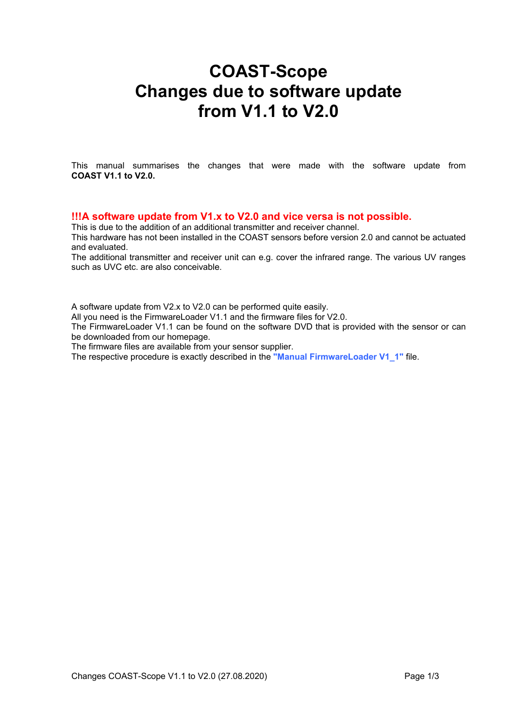# COAST-Scope
# Changes due to software update from V1.1 to V2.0

This manual summarises the changes that were made with the software update from **COAST V1.1 to V2.0.**

**!!!A software update from V1.x to V2.0 and vice versa is not possible.**

This is due to the addition of an additional transmitter and receiver channel.
This hardware has not been installed in the COAST sensors before version 2.0 and cannot be actuated and evaluated.
The additional transmitter and receiver unit can e.g. cover the infrared range. The various UV ranges such as UVC etc. are also conceivable.

A software update from V2.x to V2.0 can be performed quite easily.
All you need is the FirmwareLoader V1.1 and the firmware files for V2.0.
The FirmwareLoader V1.1 can be found on the software DVD that is provided with the sensor or can be downloaded from our homepage.
The firmware files are available from your sensor supplier.
The respective procedure is exactly described in the **"Manual FirmwareLoader V1_1"** file.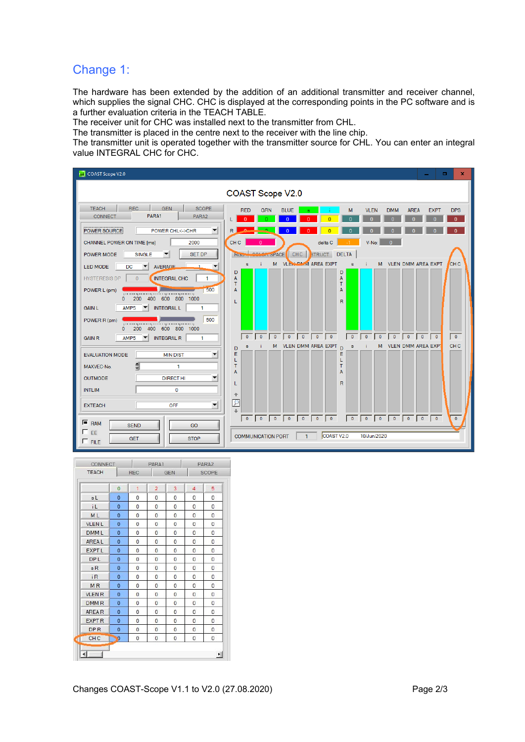## Change 1:

The hardware has been extended by the addition of an additional transmitter and receiver channel, which supplies the signal CHC. CHC is displayed at the corresponding points in the PC software and is a further evaluation criteria in the TEACH TABLE.
The receiver unit for CHC was installed next to the transmitter from CHL.
The transmitter is placed in the centre next to the receiver with the line chip.
The transmitter unit is operated together with the transmitter source for CHL. You can enter an integral value INTEGRAL CHC for CHC.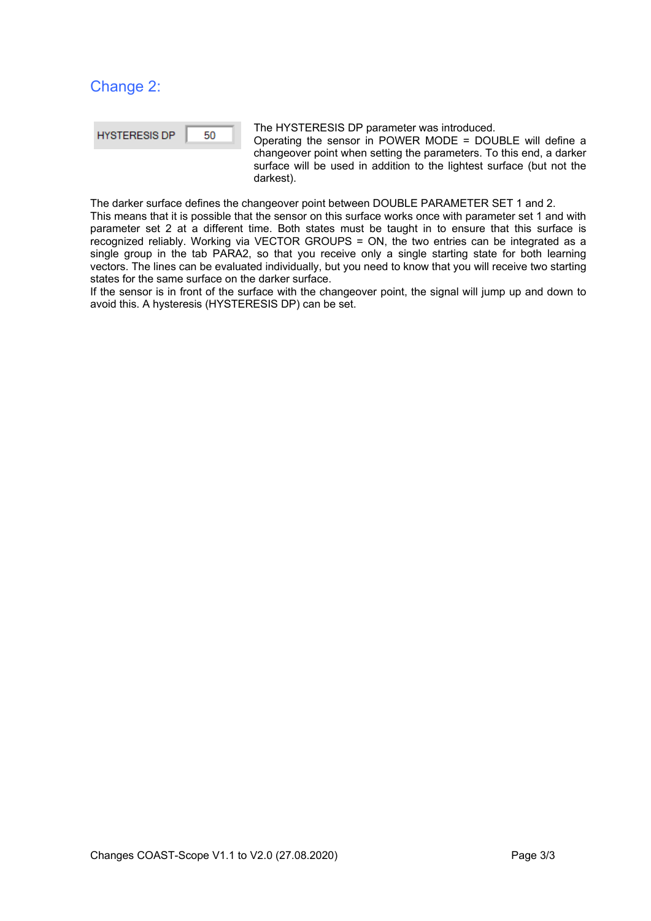## Change 2:

HYSTERESIS DP 50

The HYSTERESIS DP parameter was introduced.
Operating the sensor in POWER MODE = DOUBLE will define a changeover point when setting the parameters. To this end, a darker surface will be used in addition to the lightest surface (but not the darkest).

The darker surface defines the changeover point between DOUBLE PARAMETER SET 1 and 2.
This means that it is possible that the sensor on this surface works once with parameter set 1 and with parameter set 2 at a different time. Both states must be taught in to ensure that this surface is recognized reliably. Working via VECTOR GROUPS = ON, the two entries can be integrated as a single group in the tab PARA2, so that you receive only a single starting state for both learning vectors. The lines can be evaluated individually, but you need to know that you will receive two starting states for the same surface on the darker surface.
If the sensor is in front of the surface with the changeover point, the signal will jump up and down to avoid this. A hysteresis (HYSTERESIS DP) can be set.